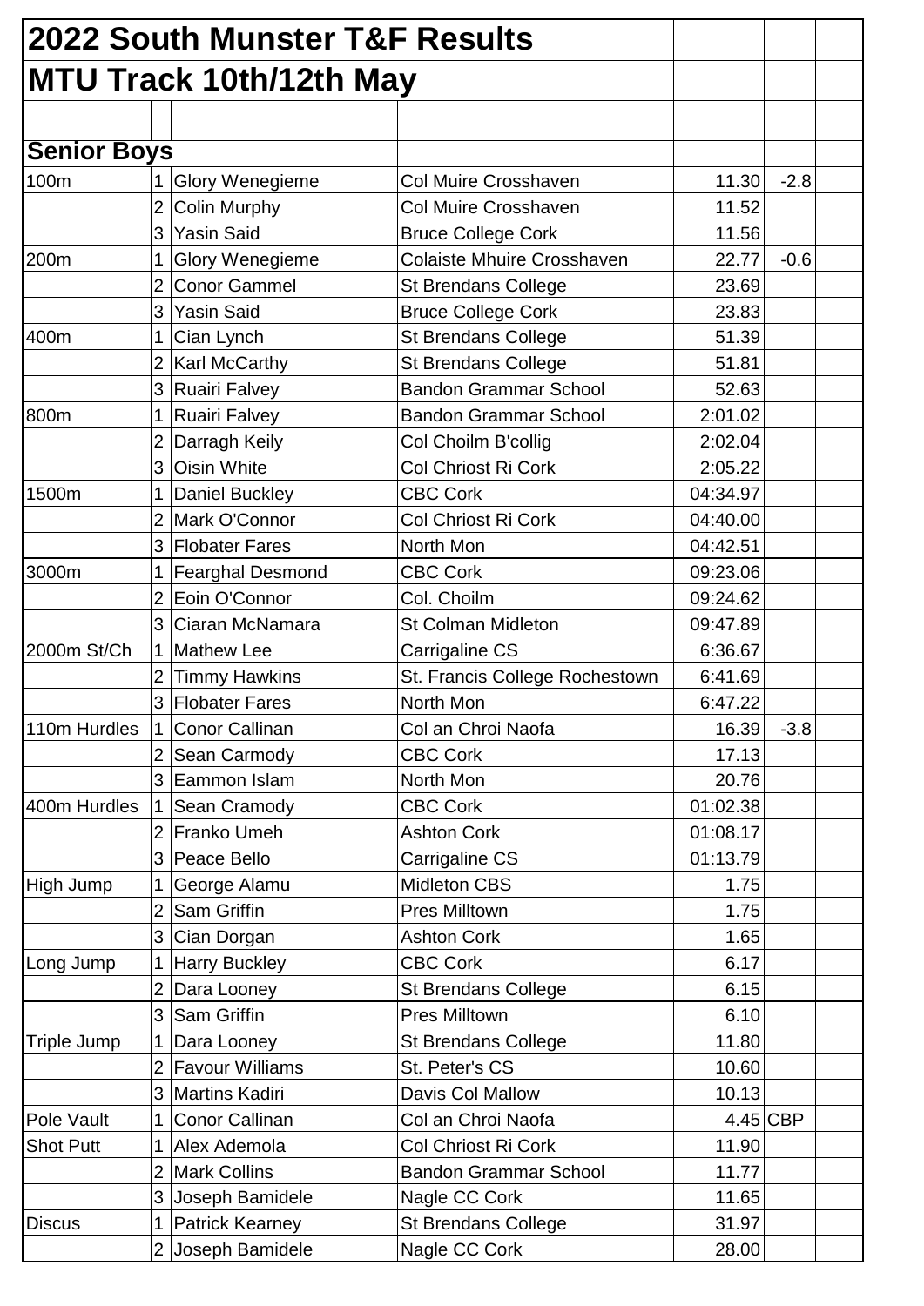# 2022 South Munster T&F Results

## MTU Track 10th/12th May

### Senior Boys

| Event | Pos | Name | School | Result | Wind | |
|---|---|---|---|---|---|---|
| 100m | 1 | Glory Wenegieme | Col Muire Crosshaven | 11.30 | -2.8 | |
| | 2 | Colin Murphy | Col Muire Crosshaven | 11.52 | | |
| | 3 | Yasin Said | Bruce College Cork | 11.56 | | |
| 200m | 1 | Glory Wenegieme | Colaiste Mhuire Crosshaven | 22.77 | -0.6 | |
| | 2 | Conor Gammel | St Brendans College | 23.69 | | |
| | 3 | Yasin Said | Bruce College Cork | 23.83 | | |
| 400m | 1 | Cian Lynch | St Brendans College | 51.39 | | |
| | 2 | Karl McCarthy | St Brendans College | 51.81 | | |
| | 3 | Ruairi Falvey | Bandon Grammar School | 52.63 | | |
| 800m | 1 | Ruairi Falvey | Bandon Grammar School | 2:01.02 | | |
| | 2 | Darragh Keily | Col Choilm B'collig | 2:02.04 | | |
| | 3 | Oisin White | Col Chriost Ri Cork | 2:05.22 | | |
| 1500m | 1 | Daniel Buckley | CBC Cork | 04:34.97 | | |
| | 2 | Mark O'Connor | Col Chriost Ri Cork | 04:40.00 | | |
| | 3 | Flobater Fares | North Mon | 04:42.51 | | |
| 3000m | 1 | Fearghal Desmond | CBC Cork | 09:23.06 | | |
| | 2 | Eoin O'Connor | Col. Choilm | 09:24.62 | | |
| | 3 | Ciaran McNamara | St Colman Midleton | 09:47.89 | | |
| 2000m St/Ch | 1 | Mathew Lee | Carrigaline CS | 6:36.67 | | |
| | 2 | Timmy Hawkins | St. Francis College Rochestown | 6:41.69 | | |
| | 3 | Flobater Fares | North Mon | 6:47.22 | | |
| 110m Hurdles | 1 | Conor Callinan | Col an Chroi Naofa | 16.39 | -3.8 | |
| | 2 | Sean Carmody | CBC Cork | 17.13 | | |
| | 3 | Eammon Islam | North Mon | 20.76 | | |
| 400m Hurdles | 1 | Sean Cramody | CBC Cork | 01:02.38 | | |
| | 2 | Franko Umeh | Ashton Cork | 01:08.17 | | |
| | 3 | Peace Bello | Carrigaline CS | 01:13.79 | | |
| High Jump | 1 | George Alamu | Midleton CBS | 1.75 | | |
| | 2 | Sam Griffin | Pres Milltown | 1.75 | | |
| | 3 | Cian Dorgan | Ashton Cork | 1.65 | | |
| Long Jump | 1 | Harry Buckley | CBC Cork | 6.17 | | |
| | 2 | Dara Looney | St Brendans College | 6.15 | | |
| | 3 | Sam Griffin | Pres Milltown | 6.10 | | |
| Triple Jump | 1 | Dara Looney | St Brendans College | 11.80 | | |
| | 2 | Favour Williams | St. Peter's CS | 10.60 | | |
| | 3 | Martins Kadiri | Davis Col Mallow | 10.13 | | |
| Pole Vault | 1 | Conor Callinan | Col an Chroi Naofa | 4.45 | CBP | |
| Shot Putt | 1 | Alex Ademola | Col Chriost Ri Cork | 11.90 | | |
| | 2 | Mark Collins | Bandon Grammar School | 11.77 | | |
| | 3 | Joseph Bamidele | Nagle CC Cork | 11.65 | | |
| Discus | 1 | Patrick Kearney | St Brendans College | 31.97 | | |
| | 2 | Joseph Bamidele | Nagle CC Cork | 28.00 | | |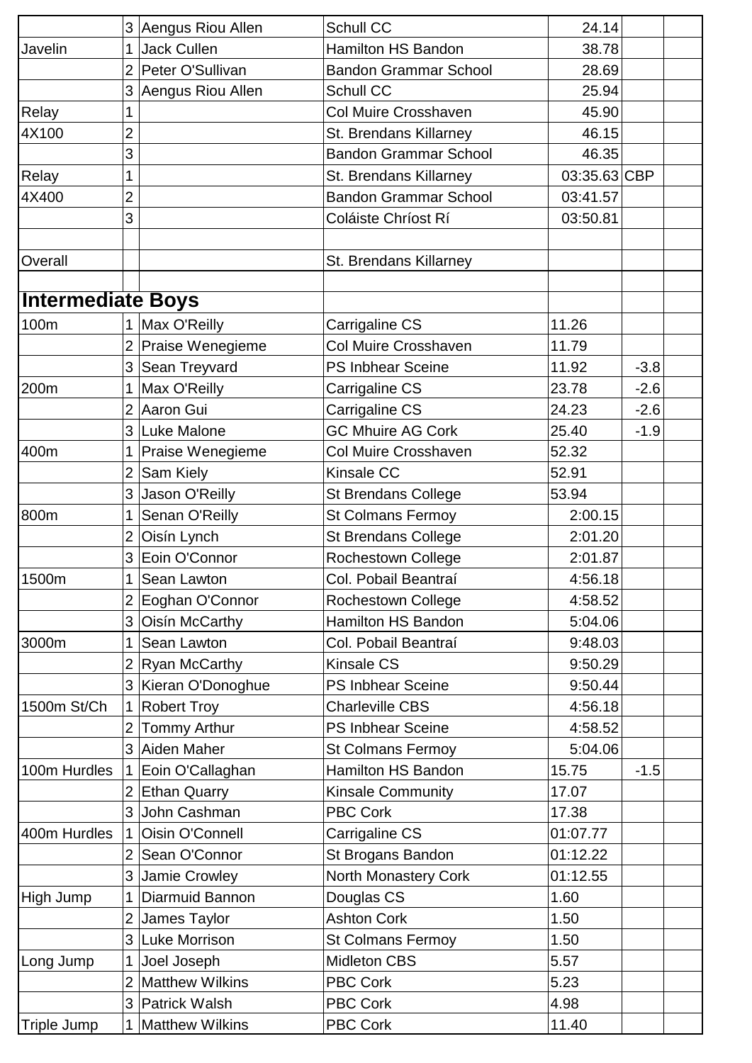| | | | | | | |
|---|---|---|---|---|---|---|
| | 3 | Aengus Riou Allen | Schull CC | 24.14 | | |
| Javelin | 1 | Jack Cullen | Hamilton HS Bandon | 38.78 | | |
| | 2 | Peter O'Sullivan | Bandon Grammar School | 28.69 | | |
| | 3 | Aengus Riou Allen | Schull CC | 25.94 | | |
| Relay | 1 | | Col Muire Crosshaven | 45.90 | | |
| 4X100 | 2 | | St. Brendans Killarney | 46.15 | | |
| | 3 | | Bandon Grammar School | 46.35 | | |
| Relay | 1 | | St. Brendans Killarney | 03:35.63 | CBP | |
| 4X400 | 2 | | Bandon Grammar School | 03:41.57 | | |
| | 3 | | Coláiste Chríost Rí | 03:50.81 | | |
| | | | | | | |
| Overall | | | St. Brendans Killarney | | | |

## Intermediate Boys

| | | | | | | |
|---|---|---|---|---|---|---|
| 100m | 1 | Max O'Reilly | Carrigaline CS | 11.26 | | |
| | 2 | Praise Wenegieme | Col Muire Crosshaven | 11.79 | | |
| | 3 | Sean Treyvard | PS Inbhear Sceine | 11.92 | -3.8 | |
| 200m | 1 | Max O'Reilly | Carrigaline CS | 23.78 | -2.6 | |
| | 2 | Aaron Gui | Carrigaline CS | 24.23 | -2.6 | |
| | 3 | Luke Malone | GC Mhuire AG Cork | 25.40 | -1.9 | |
| 400m | 1 | Praise Wenegieme | Col Muire Crosshaven | 52.32 | | |
| | 2 | Sam Kiely | Kinsale CC | 52.91 | | |
| | 3 | Jason O'Reilly | St Brendans College | 53.94 | | |
| 800m | 1 | Senan O'Reilly | St Colmans Fermoy | 2:00.15 | | |
| | 2 | Oisín Lynch | St Brendans College | 2:01.20 | | |
| | 3 | Eoin O'Connor | Rochestown College | 2:01.87 | | |
| 1500m | 1 | Sean Lawton | Col. Pobail Beantraí | 4:56.18 | | |
| | 2 | Eoghan O'Connor | Rochestown College | 4:58.52 | | |
| | 3 | Oisín McCarthy | Hamilton HS Bandon | 5:04.06 | | |
| 3000m | 1 | Sean Lawton | Col. Pobail Beantraí | 9:48.03 | | |
| | 2 | Ryan McCarthy | Kinsale CS | 9:50.29 | | |
| | 3 | Kieran O'Donoghue | PS Inbhear Sceine | 9:50.44 | | |
| 1500m St/Ch | 1 | Robert Troy | Charleville CBS | 4:56.18 | | |
| | 2 | Tommy Arthur | PS Inbhear Sceine | 4:58.52 | | |
| | 3 | Aiden Maher | St Colmans Fermoy | 5:04.06 | | |
| 100m Hurdles | 1 | Eoin O'Callaghan | Hamilton HS Bandon | 15.75 | -1.5 | |
| | 2 | Ethan Quarry | Kinsale Community | 17.07 | | |
| | 3 | John Cashman | PBC Cork | 17.38 | | |
| 400m Hurdles | 1 | Oisin O'Connell | Carrigaline CS | 01:07.77 | | |
| | 2 | Sean O'Connor | St Brogans Bandon | 01:12.22 | | |
| | 3 | Jamie Crowley | North Monastery Cork | 01:12.55 | | |
| High Jump | 1 | Diarmuid Bannon | Douglas CS | 1.60 | | |
| | 2 | James Taylor | Ashton Cork | 1.50 | | |
| | 3 | Luke Morrison | St Colmans Fermoy | 1.50 | | |
| Long Jump | 1 | Joel Joseph | Midleton CBS | 5.57 | | |
| | 2 | Matthew Wilkins | PBC Cork | 5.23 | | |
| | 3 | Patrick Walsh | PBC Cork | 4.98 | | |
| Triple Jump | 1 | Matthew Wilkins | PBC Cork | 11.40 | | |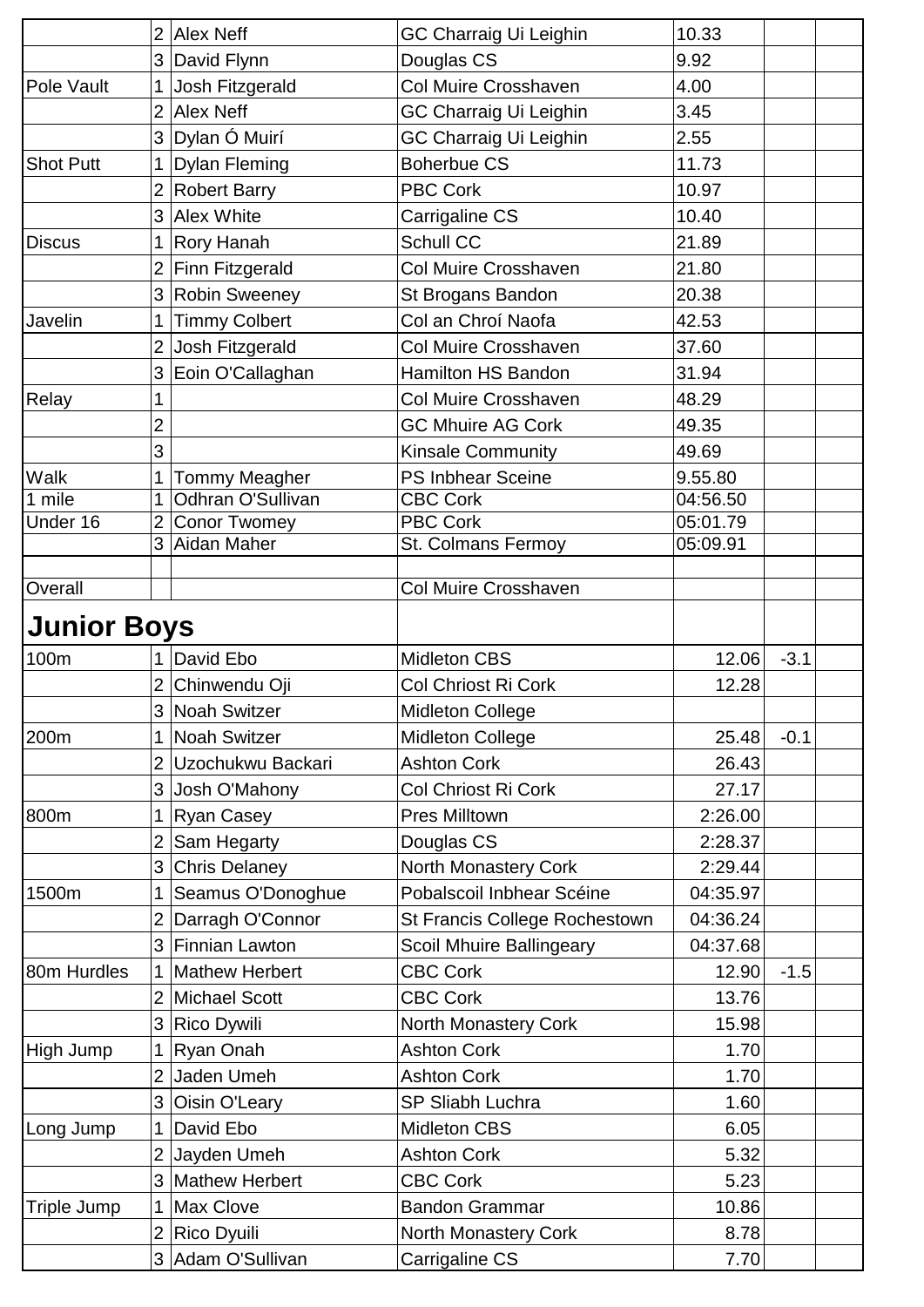| | | | | | |
|---|---|---|---|---|---|
| | 2 | Alex Neff | GC Charraig Ui Leighin | 10.33 | | |
| | 3 | David Flynn | Douglas CS | 9.92 | | |
| Pole Vault | 1 | Josh Fitzgerald | Col Muire Crosshaven | 4.00 | | |
| | 2 | Alex Neff | GC Charraig Ui Leighin | 3.45 | | |
| | 3 | Dylan Ó Muirí | GC Charraig Ui Leighin | 2.55 | | |
| Shot Putt | 1 | Dylan Fleming | Boherbue CS | 11.73 | | |
| | 2 | Robert Barry | PBC Cork | 10.97 | | |
| | 3 | Alex White | Carrigaline CS | 10.40 | | |
| Discus | 1 | Rory Hanah | Schull CC | 21.89 | | |
| | 2 | Finn Fitzgerald | Col Muire Crosshaven | 21.80 | | |
| | 3 | Robin Sweeney | St Brogans Bandon | 20.38 | | |
| Javelin | 1 | Timmy Colbert | Col an Chroí Naofa | 42.53 | | |
| | 2 | Josh Fitzgerald | Col Muire Crosshaven | 37.60 | | |
| | 3 | Eoin O'Callaghan | Hamilton HS Bandon | 31.94 | | |
| Relay | 1 | | Col Muire Crosshaven | 48.29 | | |
| | 2 | | GC Mhuire AG Cork | 49.35 | | |
| | 3 | | Kinsale Community | 49.69 | | |
| Walk | 1 | Tommy Meagher | PS Inbhear Sceine | 9.55.80 | | |
| 1 mile | 1 | Odhran O'Sullivan | CBC Cork | 04:56.50 | | |
| Under 16 | 2 | Conor Twomey | PBC Cork | 05:01.79 | | |
| | 3 | Aidan Maher | St. Colmans Fermoy | 05:09.91 | | |
| | | | | | | |
| Overall | | | Col Muire Crosshaven | | | |
| **Junior Boys** | | | | | | |
| 100m | 1 | David Ebo | Midleton CBS | 12.06 | -3.1 | |
| | 2 | Chinwendu Oji | Col Chriost Ri Cork | 12.28 | | |
| | 3 | Noah Switzer | Midleton College | | | |
| 200m | 1 | Noah Switzer | Midleton College | 25.48 | -0.1 | |
| | 2 | Uzochukwu Backari | Ashton Cork | 26.43 | | |
| | 3 | Josh O'Mahony | Col Chriost Ri Cork | 27.17 | | |
| 800m | 1 | Ryan Casey | Pres Milltown | 2:26.00 | | |
| | 2 | Sam Hegarty | Douglas CS | 2:28.37 | | |
| | 3 | Chris Delaney | North Monastery Cork | 2:29.44 | | |
| 1500m | 1 | Seamus O'Donoghue | Pobalscoil Inbhear Scéine | 04:35.97 | | |
| | 2 | Darragh O'Connor | St Francis College Rochestown | 04:36.24 | | |
| | 3 | Finnian Lawton | Scoil Mhuire Ballingeary | 04:37.68 | | |
| 80m Hurdles | 1 | Mathew Herbert | CBC Cork | 12.90 | -1.5 | |
| | 2 | Michael Scott | CBC Cork | 13.76 | | |
| | 3 | Rico Dywili | North Monastery Cork | 15.98 | | |
| High Jump | 1 | Ryan Onah | Ashton Cork | 1.70 | | |
| | 2 | Jaden Umeh | Ashton Cork | 1.70 | | |
| | 3 | Oisin O'Leary | SP Sliabh Luchra | 1.60 | | |
| Long Jump | 1 | David Ebo | Midleton CBS | 6.05 | | |
| | 2 | Jayden Umeh | Ashton Cork | 5.32 | | |
| | 3 | Mathew Herbert | CBC Cork | 5.23 | | |
| Triple Jump | 1 | Max Clove | Bandon Grammar | 10.86 | | |
| | 2 | Rico Dyuili | North Monastery Cork | 8.78 | | |
| | 3 | Adam O'Sullivan | Carrigaline CS | 7.70 | | |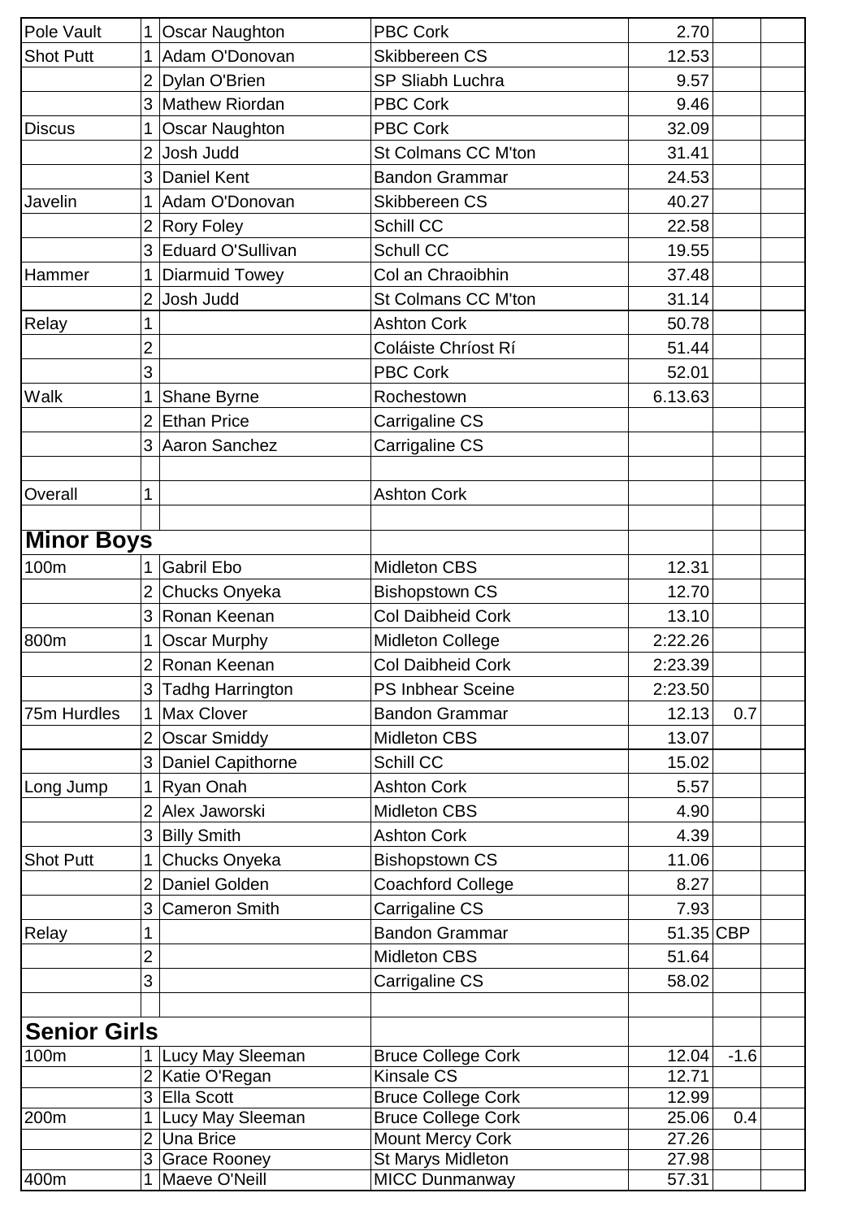| Event | Pos | Name | School | Result | Wind | |
|---|---|---|---|---|---|---|
| Pole Vault | 1 | Oscar Naughton | PBC Cork | 2.70 | | |
| Shot Putt | 1 | Adam O'Donovan | Skibbereen CS | 12.53 | | |
| | 2 | Dylan O'Brien | SP Sliabh Luchra | 9.57 | | |
| | 3 | Mathew Riordan | PBC Cork | 9.46 | | |
| Discus | 1 | Oscar Naughton | PBC Cork | 32.09 | | |
| | 2 | Josh Judd | St Colmans CC M'ton | 31.41 | | |
| | 3 | Daniel Kent | Bandon Grammar | 24.53 | | |
| Javelin | 1 | Adam O'Donovan | Skibbereen CS | 40.27 | | |
| | 2 | Rory Foley | Schill CC | 22.58 | | |
| | 3 | Eduard O'Sullivan | Schull CC | 19.55 | | |
| Hammer | 1 | Diarmuid Towey | Col an Chraoibhin | 37.48 | | |
| | 2 | Josh Judd | St Colmans CC M'ton | 31.14 | | |
| Relay | 1 | | Ashton Cork | 50.78 | | |
| | 2 | | Coláiste Chríost Rí | 51.44 | | |
| | 3 | | PBC Cork | 52.01 | | |
| Walk | 1 | Shane Byrne | Rochestown | 6.13.63 | | |
| | 2 | Ethan Price | Carrigaline CS | | | |
| | 3 | Aaron Sanchez | Carrigaline CS | | | |
| | | | | | | |
| Overall | 1 | | Ashton Cork | | | |

## Minor Boys

| Event | Pos | Name | School | Result | Wind | |
|---|---|---|---|---|---|---|
| 100m | 1 | Gabril Ebo | Midleton CBS | 12.31 | | |
| | 2 | Chucks Onyeka | Bishopstown CS | 12.70 | | |
| | 3 | Ronan Keenan | Col Daibheid Cork | 13.10 | | |
| 800m | 1 | Oscar Murphy | Midleton College | 2:22.26 | | |
| | 2 | Ronan Keenan | Col Daibheid Cork | 2:23.39 | | |
| | 3 | Tadhg Harrington | PS Inbhear Sceine | 2:23.50 | | |
| 75m Hurdles | 1 | Max Clover | Bandon Grammar | 12.13 | 0.7 | |
| | 2 | Oscar Smiddy | Midleton CBS | 13.07 | | |
| | 3 | Daniel Capithorne | Schill CC | 15.02 | | |
| Long Jump | 1 | Ryan Onah | Ashton Cork | 5.57 | | |
| | 2 | Alex Jaworski | Midleton CBS | 4.90 | | |
| | 3 | Billy Smith | Ashton Cork | 4.39 | | |
| Shot Putt | 1 | Chucks Onyeka | Bishopstown CS | 11.06 | | |
| | 2 | Daniel Golden | Coachford College | 8.27 | | |
| | 3 | Cameron Smith | Carrigaline CS | 7.93 | | |
| Relay | 1 | | Bandon Grammar | 51.35 | CBP | |
| | 2 | | Midleton CBS | 51.64 | | |
| | 3 | | Carrigaline CS | 58.02 | | |

## Senior Girls

| Event | Pos | Name | School | Result | Wind | |
|---|---|---|---|---|---|---|
| 100m | 1 | Lucy May Sleeman | Bruce College Cork | 12.04 | -1.6 | |
| | 2 | Katie O'Regan | Kinsale CS | 12.71 | | |
| | 3 | Ella Scott | Bruce College Cork | 12.99 | | |
| 200m | 1 | Lucy May Sleeman | Bruce College Cork | 25.06 | 0.4 | |
| | 2 | Una Brice | Mount Mercy Cork | 27.26 | | |
| | 3 | Grace Rooney | St Marys Midleton | 27.98 | | |
| 400m | 1 | Maeve O'Neill | MICC Dunmanway | 57.31 | | |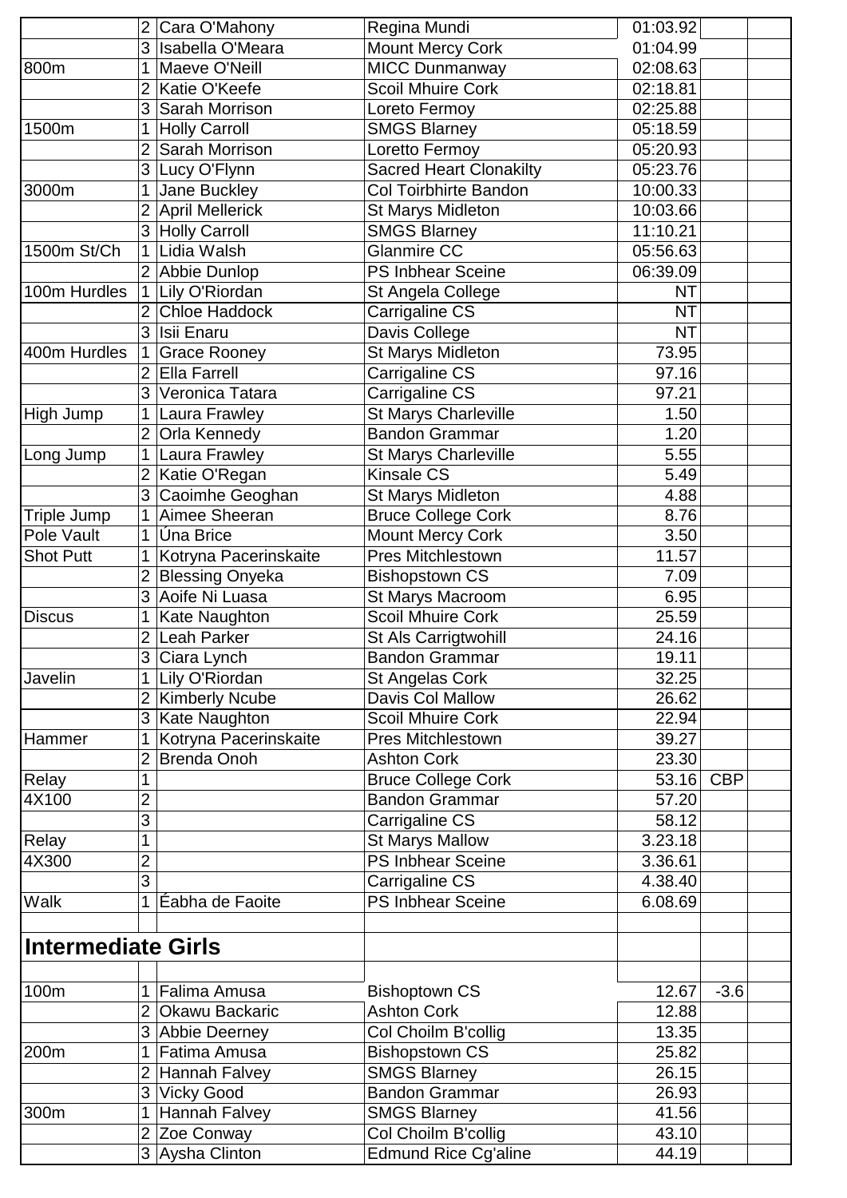| | | | | | | |
|---|---|---|---|---|---|---|
| | 2 | Cara O'Mahony | Regina Mundi | 01:03.92 | | |
| | 3 | Isabella O'Meara | Mount Mercy Cork | 01:04.99 | | |
| 800m | 1 | Maeve O'Neill | MICC Dunmanway | 02:08.63 | | |
| | 2 | Katie O'Keefe | Scoil Mhuire Cork | 02:18.81 | | |
| | 3 | Sarah Morrison | Loreto Fermoy | 02:25.88 | | |
| 1500m | 1 | Holly Carroll | SMGS Blarney | 05:18.59 | | |
| | 2 | Sarah Morrison | Loretto Fermoy | 05:20.93 | | |
| | 3 | Lucy O'Flynn | Sacred Heart Clonakilty | 05:23.76 | | |
| 3000m | 1 | Jane Buckley | Col Toirbhirte Bandon | 10:00.33 | | |
| | 2 | April Mellerick | St Marys Midleton | 10:03.66 | | |
| | 3 | Holly Carroll | SMGS Blarney | 11:10.21 | | |
| 1500m St/Ch | 1 | Lidia Walsh | Glanmire CC | 05:56.63 | | |
| | 2 | Abbie Dunlop | PS Inbhear Sceine | 06:39.09 | | |
| 100m Hurdles | 1 | Lily O'Riordan | St Angela College | NT | | |
| | 2 | Chloe Haddock | Carrigaline CS | NT | | |
| | 3 | Isii Enaru | Davis College | NT | | |
| 400m Hurdles | 1 | Grace Rooney | St Marys Midleton | 73.95 | | |
| | 2 | Ella Farrell | Carrigaline CS | 97.16 | | |
| | 3 | Veronica Tatara | Carrigaline CS | 97.21 | | |
| High Jump | 1 | Laura Frawley | St Marys Charleville | 1.50 | | |
| | 2 | Orla Kennedy | Bandon Grammar | 1.20 | | |
| Long Jump | 1 | Laura Frawley | St Marys Charleville | 5.55 | | |
| | 2 | Katie O'Regan | Kinsale CS | 5.49 | | |
| | 3 | Caoimhe Geoghan | St Marys Midleton | 4.88 | | |
| Triple Jump | 1 | Aimee Sheeran | Bruce College Cork | 8.76 | | |
| Pole Vault | 1 | Úna Brice | Mount Mercy Cork | 3.50 | | |
| Shot Putt | 1 | Kotryna Pacerinskaite | Pres Mitchlestown | 11.57 | | |
| | 2 | Blessing Onyeka | Bishopstown CS | 7.09 | | |
| | 3 | Aoife Ni Luasa | St Marys Macroom | 6.95 | | |
| Discus | 1 | Kate Naughton | Scoil Mhuire Cork | 25.59 | | |
| | 2 | Leah Parker | St Als Carrigtwohill | 24.16 | | |
| | 3 | Ciara Lynch | Bandon Grammar | 19.11 | | |
| Javelin | 1 | Lily O'Riordan | St Angelas Cork | 32.25 | | |
| | 2 | Kimberly Ncube | Davis Col Mallow | 26.62 | | |
| | 3 | Kate Naughton | Scoil Mhuire Cork | 22.94 | | |
| Hammer | 1 | Kotryna Pacerinskaite | Pres Mitchlestown | 39.27 | | |
| | 2 | Brenda Onoh | Ashton Cork | 23.30 | | |
| Relay | 1 | | Bruce College Cork | 53.16 | CBP | |
| 4X100 | 2 | | Bandon Grammar | 57.20 | | |
| | 3 | | Carrigaline CS | 58.12 | | |
| Relay | 1 | | St Marys Mallow | 3.23.18 | | |
| 4X300 | 2 | | PS Inbhear Sceine | 3.36.61 | | |
| | 3 | | Carrigaline CS | 4.38.40 | | |
| Walk | 1 | Éabha de Faoite | PS Inbhear Sceine | 6.08.69 | | |
| | | | | | | |
| **Intermediate Girls** | | | | | | |
| | | | | | | |
| 100m | 1 | Falima Amusa | Bishoptown CS | 12.67 | -3.6 | |
| | 2 | Okawu Backaric | Ashton Cork | 12.88 | | |
| | 3 | Abbie Deerney | Col Choilm B'collig | 13.35 | | |
| 200m | 1 | Fatima Amusa | Bishopstown CS | 25.82 | | |
| | 2 | Hannah Falvey | SMGS Blarney | 26.15 | | |
| | 3 | Vicky Good | Bandon Grammar | 26.93 | | |
| 300m | 1 | Hannah Falvey | SMGS Blarney | 41.56 | | |
| | 2 | Zoe Conway | Col Choilm B'collig | 43.10 | | |
| | 3 | Aysha Clinton | Edmund Rice Cg'aline | 44.19 | | |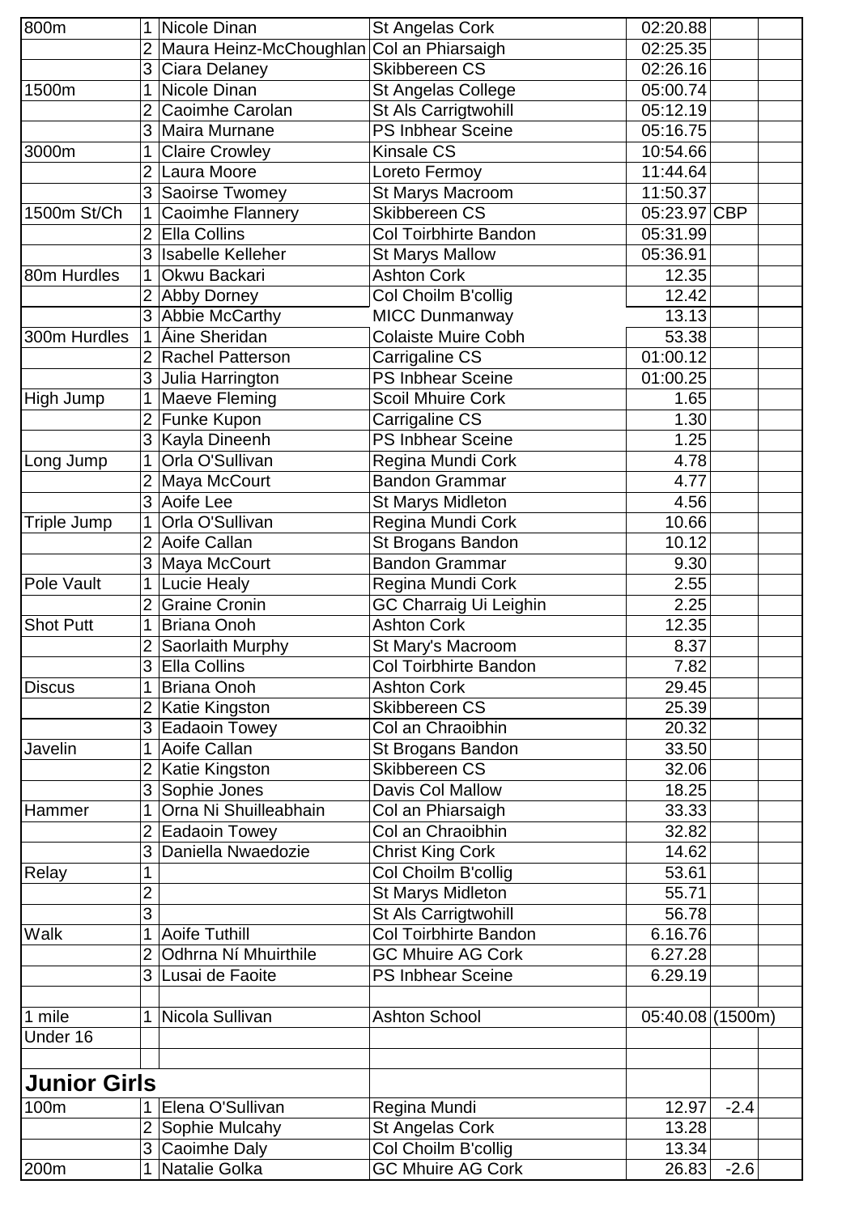| | | | | | | |
|---|---|---|---|---|---|---|
| 800m | 1 | Nicole Dinan | St Angelas Cork | 02:20.88 | | |
| | 2 | Maura Heinz-McChoughlan | Col an Phiarsaigh | 02:25.35 | | |
| | 3 | Ciara Delaney | Skibbereen CS | 02:26.16 | | |
| 1500m | 1 | Nicole Dinan | St Angelas College | 05:00.74 | | |
| | 2 | Caoimhe Carolan | St Als Carrigtwohill | 05:12.19 | | |
| | 3 | Maira Murnane | PS Inbhear Sceine | 05:16.75 | | |
| 3000m | 1 | Claire Crowley | Kinsale CS | 10:54.66 | | |
| | 2 | Laura Moore | Loreto Fermoy | 11:44.64 | | |
| | 3 | Saoirse Twomey | St Marys Macroom | 11:50.37 | | |
| 1500m St/Ch | 1 | Caoimhe Flannery | Skibbereen CS | 05:23.97 | CBP | |
| | 2 | Ella Collins | Col Toirbhirte Bandon | 05:31.99 | | |
| | 3 | Isabelle Kelleher | St Marys Mallow | 05:36.91 | | |
| 80m Hurdles | 1 | Okwu Backari | Ashton Cork | 12.35 | | |
| | 2 | Abby Dorney | Col Choilm B'collig | 12.42 | | |
| | 3 | Abbie McCarthy | MICC Dunmanway | 13.13 | | |
| 300m Hurdles | 1 | Áine Sheridan | Colaiste Muire Cobh | 53.38 | | |
| | 2 | Rachel Patterson | Carrigaline CS | 01:00.12 | | |
| | 3 | Julia Harrington | PS Inbhear Sceine | 01:00.25 | | |
| High Jump | 1 | Maeve Fleming | Scoil Mhuire Cork | 1.65 | | |
| | 2 | Funke Kupon | Carrigaline CS | 1.30 | | |
| | 3 | Kayla Dineenh | PS Inbhear Sceine | 1.25 | | |
| Long Jump | 1 | Orla O'Sullivan | Regina Mundi Cork | 4.78 | | |
| | 2 | Maya McCourt | Bandon Grammar | 4.77 | | |
| | 3 | Aoife Lee | St Marys Midleton | 4.56 | | |
| Triple Jump | 1 | Orla O'Sullivan | Regina Mundi Cork | 10.66 | | |
| | 2 | Aoife Callan | St Brogans Bandon | 10.12 | | |
| | 3 | Maya McCourt | Bandon Grammar | 9.30 | | |
| Pole Vault | 1 | Lucie Healy | Regina Mundi Cork | 2.55 | | |
| | 2 | Graine Cronin | GC Charraig Ui Leighin | 2.25 | | |
| Shot Putt | 1 | Briana Onoh | Ashton Cork | 12.35 | | |
| | 2 | Saorlaith Murphy | St Mary's Macroom | 8.37 | | |
| | 3 | Ella Collins | Col Toirbhirte Bandon | 7.82 | | |
| Discus | 1 | Briana Onoh | Ashton Cork | 29.45 | | |
| | 2 | Katie Kingston | Skibbereen CS | 25.39 | | |
| | 3 | Eadaoin Towey | Col an Chraoibhin | 20.32 | | |
| Javelin | 1 | Aoife Callan | St Brogans Bandon | 33.50 | | |
| | 2 | Katie Kingston | Skibbereen CS | 32.06 | | |
| | 3 | Sophie Jones | Davis Col Mallow | 18.25 | | |
| Hammer | 1 | Orna Ni Shuilleabhain | Col an Phiarsaigh | 33.33 | | |
| | 2 | Eadaoin Towey | Col an Chraoibhin | 32.82 | | |
| | 3 | Daniella Nwaedozie | Christ King Cork | 14.62 | | |
| Relay | 1 | | Col Choilm B'collig | 53.61 | | |
| | 2 | | St Marys Midleton | 55.71 | | |
| | 3 | | St Als Carrigtwohill | 56.78 | | |
| Walk | 1 | Aoife Tuthill | Col Toirbhirte Bandon | 6.16.76 | | |
| | 2 | Odhrna Ní Mhuirthile | GC Mhuire AG Cork | 6.27.28 | | |
| | 3 | Lusai de Faoite | PS Inbhear Sceine | 6.29.19 | | |
| | | | | | | |
| 1 mile | 1 | Nicola Sullivan | Ashton School | 05:40.08 | (1500m) | |
| Under 16 | | | | | | |
| | | | | | | |
| **Junior Girls** | | | | | | |
| 100m | 1 | Elena O'Sullivan | Regina Mundi | 12.97 | -2.4 | |
| | 2 | Sophie Mulcahy | St Angelas Cork | 13.28 | | |
| | 3 | Caoimhe Daly | Col Choilm B'collig | 13.34 | | |
| 200m | 1 | Natalie Golka | GC Mhuire AG Cork | 26.83 | -2.6 | |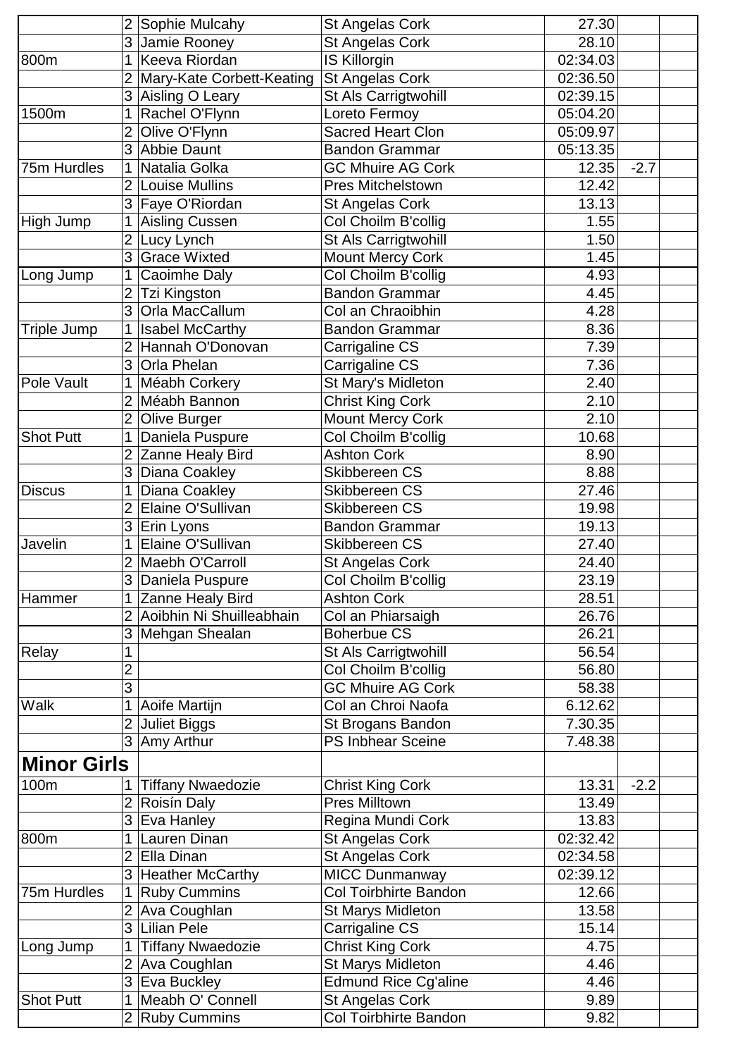| | | | | | | |
|---|---|---|---|---|---|---|
| | 2 | Sophie Mulcahy | St Angelas Cork | 27.30 | | |
| | 3 | Jamie Rooney | St Angelas Cork | 28.10 | | |
| 800m | 1 | Keeva Riordan | IS Killorgin | 02:34.03 | | |
| | 2 | Mary-Kate Corbett-Keating | St Angelas Cork | 02:36.50 | | |
| | 3 | Aisling O Leary | St Als Carrigtwohill | 02:39.15 | | |
| 1500m | 1 | Rachel O'Flynn | Loreto Fermoy | 05:04.20 | | |
| | 2 | Olive O'Flynn | Sacred Heart Clon | 05:09.97 | | |
| | 3 | Abbie Daunt | Bandon Grammar | 05:13.35 | | |
| 75m Hurdles | 1 | Natalia Golka | GC Mhuire AG Cork | 12.35 | -2.7 | |
| | 2 | Louise Mullins | Pres Mitchelstown | 12.42 | | |
| | 3 | Faye O'Riordan | St Angelas Cork | 13.13 | | |
| High Jump | 1 | Aisling Cussen | Col Choilm B'collig | 1.55 | | |
| | 2 | Lucy Lynch | St Als Carrigtwohill | 1.50 | | |
| | 3 | Grace Wixted | Mount Mercy Cork | 1.45 | | |
| Long Jump | 1 | Caoimhe Daly | Col Choilm B'collig | 4.93 | | |
| | 2 | Tzi Kingston | Bandon Grammar | 4.45 | | |
| | 3 | Orla MacCallum | Col an Chraoibhin | 4.28 | | |
| Triple Jump | 1 | Isabel McCarthy | Bandon Grammar | 8.36 | | |
| | 2 | Hannah O'Donovan | Carrigaline CS | 7.39 | | |
| | 3 | Orla Phelan | Carrigaline CS | 7.36 | | |
| Pole Vault | 1 | Méabh Corkery | St Mary's Midleton | 2.40 | | |
| | 2 | Méabh Bannon | Christ King Cork | 2.10 | | |
| | 2 | Olive Burger | Mount Mercy Cork | 2.10 | | |
| Shot Putt | 1 | Daniela Puspure | Col Choilm B'collig | 10.68 | | |
| | 2 | Zanne Healy Bird | Ashton Cork | 8.90 | | |
| | 3 | Diana Coakley | Skibbereen CS | 8.88 | | |
| Discus | 1 | Diana Coakley | Skibbereen CS | 27.46 | | |
| | 2 | Elaine O'Sullivan | Skibbereen CS | 19.98 | | |
| | 3 | Erin Lyons | Bandon Grammar | 19.13 | | |
| Javelin | 1 | Elaine O'Sullivan | Skibbereen CS | 27.40 | | |
| | 2 | Maebh O'Carroll | St Angelas Cork | 24.40 | | |
| | 3 | Daniela Puspure | Col Choilm B'collig | 23.19 | | |
| Hammer | 1 | Zanne Healy Bird | Ashton Cork | 28.51 | | |
| | 2 | Aoibhin Ni Shuilleabhain | Col an Phiarsaigh | 26.76 | | |
| | 3 | Mehgan Shealan | Boherbue CS | 26.21 | | |
| Relay | 1 | | St Als Carrigtwohill | 56.54 | | |
| | 2 | | Col Choilm B'collig | 56.80 | | |
| | 3 | | GC Mhuire AG Cork | 58.38 | | |
| Walk | 1 | Aoife Martijn | Col an Chroi Naofa | 6.12.62 | | |
| | 2 | Juliet Biggs | St Brogans Bandon | 7.30.35 | | |
| | 3 | Amy Arthur | PS Inbhear Sceine | 7.48.38 | | |
| **Minor Girls** | | | | | | |
| 100m | 1 | Tiffany Nwaedozie | Christ King Cork | 13.31 | -2.2 | |
| | 2 | Roisín Daly | Pres Milltown | 13.49 | | |
| | 3 | Eva Hanley | Regina Mundi Cork | 13.83 | | |
| 800m | 1 | Lauren Dinan | St Angelas Cork | 02:32.42 | | |
| | 2 | Ella Dinan | St Angelas Cork | 02:34.58 | | |
| | 3 | Heather McCarthy | MICC Dunmanway | 02:39.12 | | |
| 75m Hurdles | 1 | Ruby Cummins | Col Toirbhirte Bandon | 12.66 | | |
| | 2 | Ava Coughlan | St Marys Midleton | 13.58 | | |
| | 3 | Lilian Pele | Carrigaline CS | 15.14 | | |
| Long Jump | 1 | Tiffany Nwaedozie | Christ King Cork | 4.75 | | |
| | 2 | Ava Coughlan | St Marys Midleton | 4.46 | | |
| | 3 | Eva Buckley | Edmund Rice Cg'aline | 4.46 | | |
| Shot Putt | 1 | Meabh O' Connell | St Angelas Cork | 9.89 | | |
| | 2 | Ruby Cummins | Col Toirbhirte Bandon | 9.82 | | |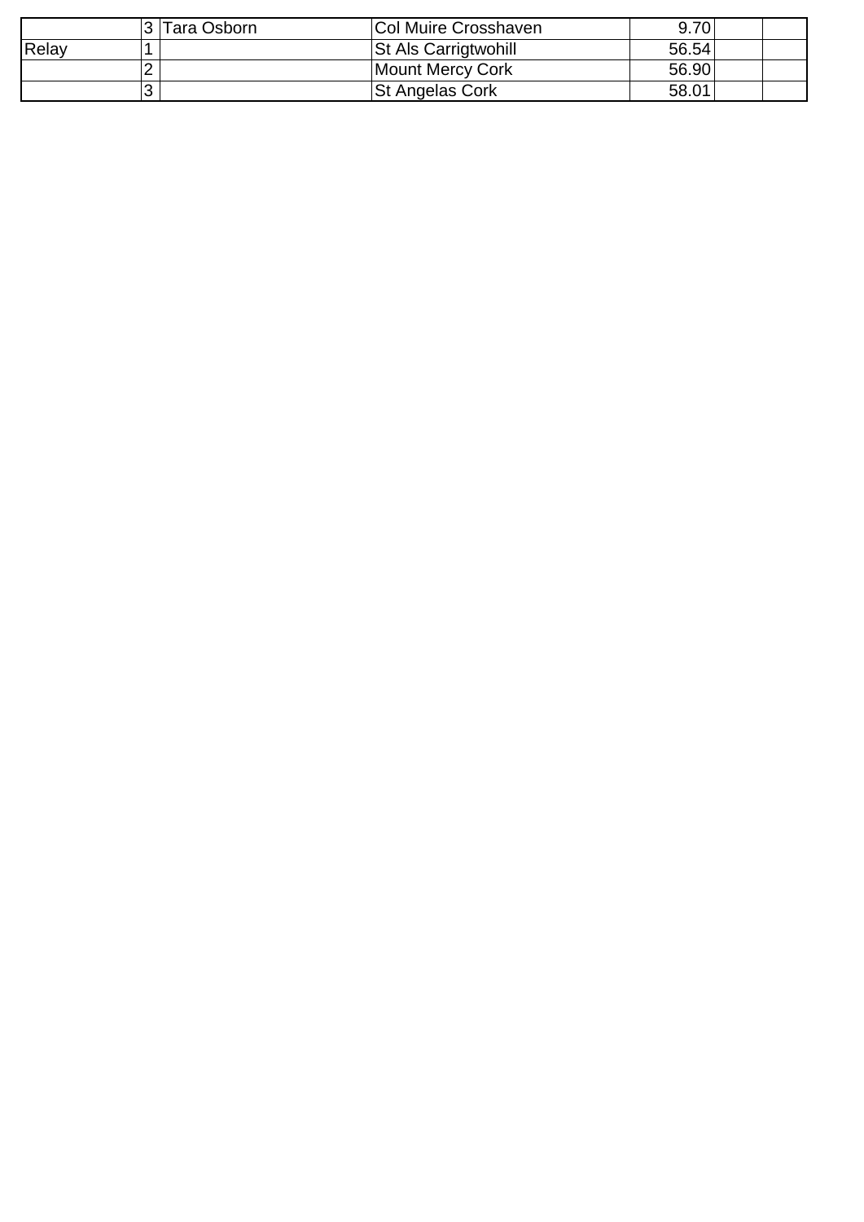| | | | | | | |
|---|---|---|---|---|---|---|
| | 3 | Tara Osborn | Col Muire Crosshaven | 9.70 | | |
| Relay | 1 | | St Als Carrigtwohill | 56.54 | | |
| | 2 | | Mount Mercy Cork | 56.90 | | |
| | 3 | | St Angelas Cork | 58.01 | | |